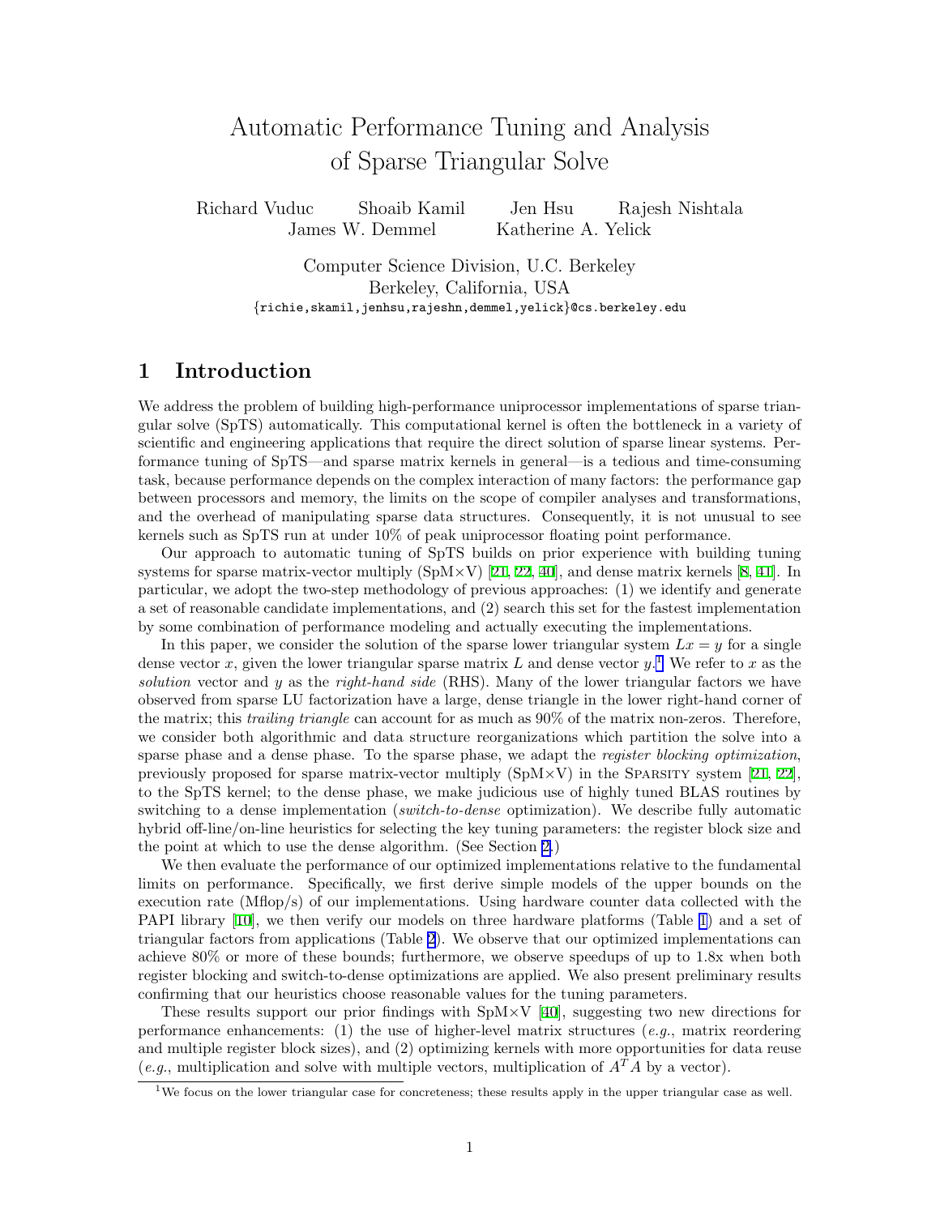# Automatic Performance Tuning and Analysis of Sparse Triangular Solve

Richard Vuduc  Shoaib Kamil  Jen Hsu  Rajesh Nishtala
James W. Demmel  Katherine A. Yelick

Computer Science Division, U.C. Berkeley
Berkeley, California, USA
{richie,skamil,jenhsu,rajeshn,demmel,yelick}@cs.berkeley.edu

## 1 Introduction

We address the problem of building high-performance uniprocessor implementations of sparse triangular solve (SpTS) automatically. This computational kernel is often the bottleneck in a variety of scientific and engineering applications that require the direct solution of sparse linear systems. Performance tuning of SpTS—and sparse matrix kernels in general—is a tedious and time-consuming task, because performance depends on the complex interaction of many factors: the performance gap between processors and memory, the limits on the scope of compiler analyses and transformations, and the overhead of manipulating sparse data structures. Consequently, it is not unusual to see kernels such as SpTS run at under 10% of peak uniprocessor floating point performance.

Our approach to automatic tuning of SpTS builds on prior experience with building tuning systems for sparse matrix-vector multiply (SpM×V) [21, 22, 40], and dense matrix kernels [8, 41]. In particular, we adopt the two-step methodology of previous approaches: (1) we identify and generate a set of reasonable candidate implementations, and (2) search this set for the fastest implementation by some combination of performance modeling and actually executing the implementations.

In this paper, we consider the solution of the sparse lower triangular system $Lx = y$ for a single dense vector $x$, given the lower triangular sparse matrix $L$ and dense vector $y$.[1] We refer to $x$ as the *solution* vector and $y$ as the *right-hand side* (RHS). Many of the lower triangular factors we have observed from sparse LU factorization have a large, dense triangle in the lower right-hand corner of the matrix; this *trailing triangle* can account for as much as 90% of the matrix non-zeros. Therefore, we consider both algorithmic and data structure reorganizations which partition the solve into a sparse phase and a dense phase. To the sparse phase, we adapt the *register blocking optimization*, previously proposed for sparse matrix-vector multiply (SpM×V) in the SPARSITY system [21, 22], to the SpTS kernel; to the dense phase, we make judicious use of highly tuned BLAS routines by switching to a dense implementation (*switch-to-dense* optimization). We describe fully automatic hybrid off-line/on-line heuristics for selecting the key tuning parameters: the register block size and the point at which to use the dense algorithm. (See Section 2.)

We then evaluate the performance of our optimized implementations relative to the fundamental limits on performance. Specifically, we first derive simple models of the upper bounds on the execution rate (Mflop/s) of our implementations. Using hardware counter data collected with the PAPI library [10], we then verify our models on three hardware platforms (Table 1) and a set of triangular factors from applications (Table 2). We observe that our optimized implementations can achieve 80% or more of these bounds; furthermore, we observe speedups of up to 1.8x when both register blocking and switch-to-dense optimizations are applied. We also present preliminary results confirming that our heuristics choose reasonable values for the tuning parameters.

These results support our prior findings with SpM×V [40], suggesting two new directions for performance enhancements: (1) the use of higher-level matrix structures (*e.g.*, matrix reordering and multiple register block sizes), and (2) optimizing kernels with more opportunities for data reuse (*e.g.*, multiplication and solve with multiple vectors, multiplication of $A^T A$ by a vector).

[1] We focus on the lower triangular case for concreteness; these results apply in the upper triangular case as well.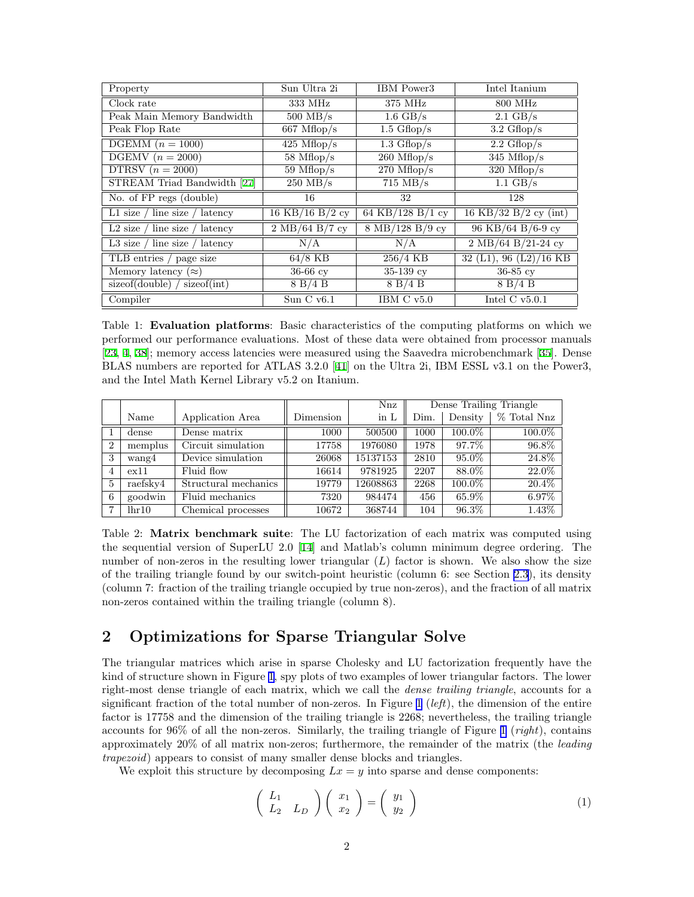| Property | Sun Ultra 2i | IBM Power3 | Intel Itanium |
|---|---|---|---|
| Clock rate | 333 MHz | 375 MHz | 800 MHz |
| Peak Main Memory Bandwidth | 500 MB/s | 1.6 GB/s | 2.1 GB/s |
| Peak Flop Rate | 667 Mflop/s | 1.5 Gflop/s | 3.2 Gflop/s |
| DGEMM ($n = 1000$) | 425 Mflop/s | 1.3 Gflop/s | 2.2 Gflop/s |
| DGEMV ($n = 2000$) | 58 Mflop/s | 260 Mflop/s | 345 Mflop/s |
| DTRSV ($n = 2000$) | 59 Mflop/s | 270 Mflop/s | 320 Mflop/s |
| STREAM Triad Bandwidth [27] | 250 MB/s | 715 MB/s | 1.1 GB/s |
| No. of FP regs (double) | 16 | 32 | 128 |
| L1 size / line size / latency | 16 KB/16 B/2 cy | 64 KB/128 B/1 cy | 16 KB/32 B/2 cy (int) |
| L2 size / line size / latency | 2 MB/64 B/7 cy | 8 MB/128 B/9 cy | 96 KB/64 B/6-9 cy |
| L3 size / line size / latency | N/A | N/A | 2 MB/64 B/21-24 cy |
| TLB entries / page size | 64/8 KB | 256/4 KB | 32 (L1), 96 (L2)/16 KB |
| Memory latency ($\approx$) | 36-66 cy | 35-139 cy | 36-85 cy |
| sizeof(double) / sizeof(int) | 8 B/4 B | 8 B/4 B | 8 B/4 B |
| Compiler | Sun C v6.1 | IBM C v5.0 | Intel C v5.0.1 |

Table 1: **Evaluation platforms**: Basic characteristics of the computing platforms on which we performed our performance evaluations. Most of these data were obtained from processor manuals [23, 4, 38]; memory access latencies were measured using the Saavedra microbenchmark [35]. Dense BLAS numbers are reported for ATLAS 3.2.0 [41] on the Ultra 2i, IBM ESSL v3.1 on the Power3, and the Intel Math Kernel Library v5.2 on Itanium.

| | | | | Nnz | Dense Trailing Triangle | | |
|---|---|---|---|---|---|---|---|
| | Name | Application Area | Dimension | in L | Dim. | Density | % Total Nnz |
| 1 | dense | Dense matrix | 1000 | 500500 | 1000 | 100.0% | 100.0% |
| 2 | memplus | Circuit simulation | 17758 | 1976080 | 1978 | 97.7% | 96.8% |
| 3 | wang4 | Device simulation | 26068 | 15137153 | 2810 | 95.0% | 24.8% |
| 4 | ex11 | Fluid flow | 16614 | 9781925 | 2207 | 88.0% | 22.0% |
| 5 | raefsky4 | Structural mechanics | 19779 | 12608863 | 2268 | 100.0% | 20.4% |
| 6 | goodwin | Fluid mechanics | 7320 | 984474 | 456 | 65.9% | 6.97% |
| 7 | lhr10 | Chemical processes | 10672 | 368744 | 104 | 96.3% | 1.43% |

Table 2: **Matrix benchmark suite**: The LU factorization of each matrix was computed using the sequential version of SuperLU 2.0 [14] and Matlab's column minimum degree ordering. The number of non-zeros in the resulting lower triangular ($L$) factor is shown. We also show the size of the trailing triangle found by our switch-point heuristic (column 6: see Section 2.3), its density (column 7: fraction of the trailing triangle occupied by true non-zeros), and the fraction of all matrix non-zeros contained within the trailing triangle (column 8).

## 2 Optimizations for Sparse Triangular Solve

The triangular matrices which arise in sparse Cholesky and LU factorization frequently have the kind of structure shown in Figure 1, spy plots of two examples of lower triangular factors. The lower right-most dense triangle of each matrix, which we call the *dense trailing triangle*, accounts for a significant fraction of the total number of non-zeros. In Figure 1 (*left*), the dimension of the entire factor is 17758 and the dimension of the trailing triangle is 2268; nevertheless, the trailing triangle accounts for 96% of all the non-zeros. Similarly, the trailing triangle of Figure 1 (*right*), contains approximately 20% of all matrix non-zeros; furthermore, the remainder of the matrix (the *leading trapezoid*) appears to consist of many smaller dense blocks and triangles.

We exploit this structure by decomposing $Lx = y$ into sparse and dense components:

$$\begin{pmatrix} L_1 & \\ L_2 & L_D \end{pmatrix} \begin{pmatrix} x_1 \\ x_2 \end{pmatrix} = \begin{pmatrix} y_1 \\ y_2 \end{pmatrix} \tag{1}$$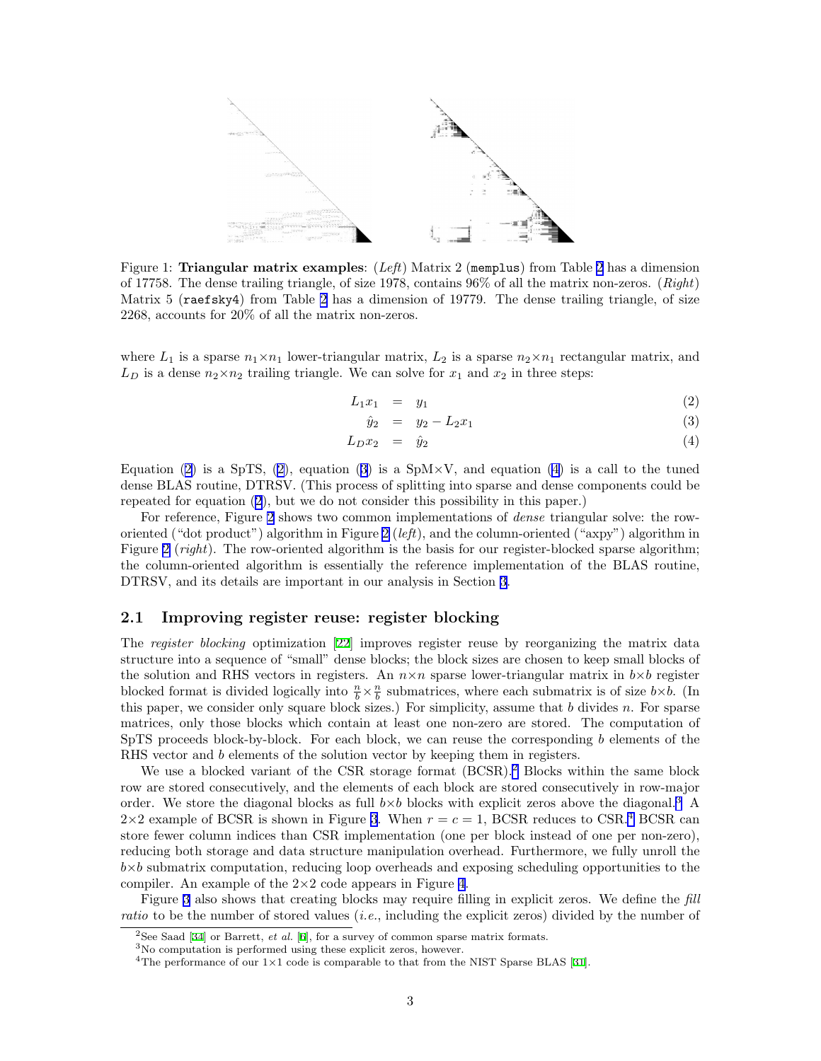Figure 1: **Triangular matrix examples**: (*Left*) Matrix 2 (`memplus`) from Table 2 has a dimension of 17758. The dense trailing triangle, of size 1978, contains 96% of all the matrix non-zeros. (*Right*) Matrix 5 (`raefsky4`) from Table 2 has a dimension of 19779. The dense trailing triangle, of size 2268, accounts for 20% of all the matrix non-zeros.

where $L_1$ is a sparse $n_1 \times n_1$ lower-triangular matrix, $L_2$ is a sparse $n_2 \times n_1$ rectangular matrix, and $L_D$ is a dense $n_2 \times n_2$ trailing triangle. We can solve for $x_1$ and $x_2$ in three steps:

$$L_1 x_1 = y_1 \tag{2}$$

$$\hat{y}_2 = y_2 - L_2 x_1 \tag{3}$$

$$L_D x_2 = \hat{y}_2 \tag{4}$$

Equation (2) is a SpTS, (2), equation (3) is a SpM×V, and equation (4) is a call to the tuned dense BLAS routine, DTRSV. (This process of splitting into sparse and dense components could be repeated for equation (2), but we do not consider this possibility in this paper.)

For reference, Figure 2 shows two common implementations of *dense* triangular solve: the row-oriented ("dot product") algorithm in Figure 2 (*left*), and the column-oriented ("axpy") algorithm in Figure 2 (*right*). The row-oriented algorithm is the basis for our register-blocked sparse algorithm; the column-oriented algorithm is essentially the reference implementation of the BLAS routine, DTRSV, and its details are important in our analysis in Section 3.

## 2.1 Improving register reuse: register blocking

The *register blocking* optimization [22] improves register reuse by reorganizing the matrix data structure into a sequence of "small" dense blocks; the block sizes are chosen to keep small blocks of the solution and RHS vectors in registers. An $n \times n$ sparse lower-triangular matrix in $b \times b$ register blocked format is divided logically into $\frac{n}{b} \times \frac{n}{b}$ submatrices, where each submatrix is of size $b \times b$. (In this paper, we consider only square block sizes.) For simplicity, assume that $b$ divides $n$. For sparse matrices, only those blocks which contain at least one non-zero are stored. The computation of SpTS proceeds block-by-block. For each block, we can reuse the corresponding $b$ elements of the RHS vector and $b$ elements of the solution vector by keeping them in registers.

We use a blocked variant of the CSR storage format (BCSR).[2] Blocks within the same block row are stored consecutively, and the elements of each block are stored consecutively in row-major order. We store the diagonal blocks as full $b \times b$ blocks with explicit zeros above the diagonal.[3] A 2×2 example of BCSR is shown in Figure 3. When $r = c = 1$, BCSR reduces to CSR.[4] BCSR can store fewer column indices than CSR implementation (one per block instead of one per non-zero), reducing both storage and data structure manipulation overhead. Furthermore, we fully unroll the $b \times b$ submatrix computation, reducing loop overheads and exposing scheduling opportunities to the compiler. An example of the 2×2 code appears in Figure 4.

Figure 3 also shows that creating blocks may require filling in explicit zeros. We define the *fill ratio* to be the number of stored values (*i.e.*, including the explicit zeros) divided by the number of

[2] See Saad [34] or Barrett, *et al.* [6], for a survey of common sparse matrix formats.

[3] No computation is performed using these explicit zeros, however.

[4] The performance of our 1×1 code is comparable to that from the NIST Sparse BLAS [31].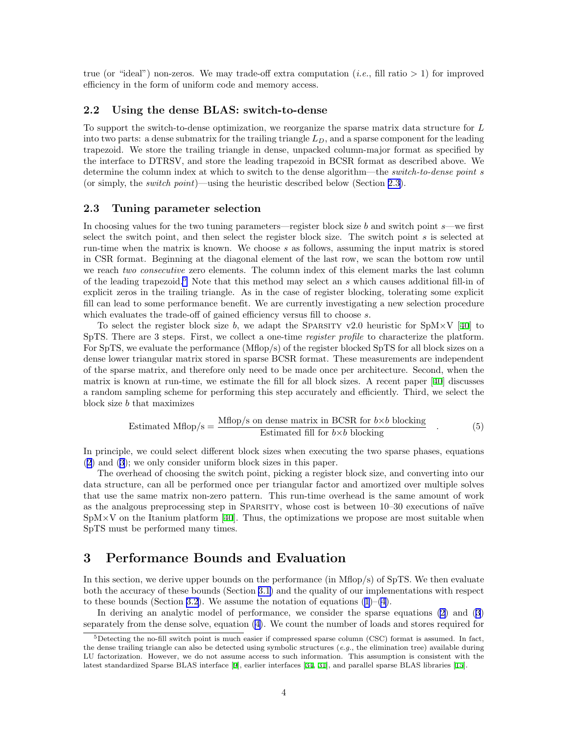true (or "ideal") non-zeros. We may trade-off extra computation (*i.e.*, fill ratio > 1) for improved efficiency in the form of uniform code and memory access.

### 2.2 Using the dense BLAS: switch-to-dense

To support the switch-to-dense optimization, we reorganize the sparse matrix data structure for $L$ into two parts: a dense submatrix for the trailing triangle $L_D$, and a sparse component for the leading trapezoid. We store the trailing triangle in dense, unpacked column-major format as specified by the interface to DTRSV, and store the leading trapezoid in BCSR format as described above. We determine the column index at which to switch to the dense algorithm—the *switch-to-dense point* $s$ (or simply, the *switch point*)—using the heuristic described below (Section 2.3).

### 2.3 Tuning parameter selection

In choosing values for the two tuning parameters—register block size $b$ and switch point $s$—we first select the switch point, and then select the register block size. The switch point $s$ is selected at run-time when the matrix is known. We choose $s$ as follows, assuming the input matrix is stored in CSR format. Beginning at the diagonal element of the last row, we scan the bottom row until we reach *two consecutive* zero elements. The column index of this element marks the last column of the leading trapezoid.[5] Note that this method may select an $s$ which causes additional fill-in of explicit zeros in the trailing triangle. As in the case of register blocking, tolerating some explicit fill can lead to some performance benefit. We are currently investigating a new selection procedure which evaluates the trade-off of gained efficiency versus fill to choose $s$.

To select the register block size $b$, we adapt the Sparsity v2.0 heuristic for SpM×V [40] to SpTS. There are 3 steps. First, we collect a one-time *register profile* to characterize the platform. For SpTS, we evaluate the performance (Mflop/s) of the register blocked SpTS for all block sizes on a dense lower triangular matrix stored in sparse BCSR format. These measurements are independent of the sparse matrix, and therefore only need to be made once per architecture. Second, when the matrix is known at run-time, we estimate the fill for all block sizes. A recent paper [40] discusses a random sampling scheme for performing this step accurately and efficiently. Third, we select the block size $b$ that maximizes

$$\text{Estimated Mflop/s} = \frac{\text{Mflop/s on dense matrix in BCSR for } b{\times}b \text{ blocking}}{\text{Estimated fill for } b{\times}b \text{ blocking}} \quad . \tag{5}$$

In principle, we could select different block sizes when executing the two sparse phases, equations (2) and (3); we only consider uniform block sizes in this paper.

The overhead of choosing the switch point, picking a register block size, and converting into our data structure, can all be performed once per triangular factor and amortized over multiple solves that use the same matrix non-zero pattern. This run-time overhead is the same amount of work as the analgous preprocessing step in Sparsity, whose cost is between 10–30 executions of naïve SpM×V on the Itanium platform [40]. Thus, the optimizations we propose are most suitable when SpTS must be performed many times.

## 3 Performance Bounds and Evaluation

In this section, we derive upper bounds on the performance (in Mflop/s) of SpTS. We then evaluate both the accuracy of these bounds (Section 3.1) and the quality of our implementations with respect to these bounds (Section 3.2). We assume the notation of equations (1)–(4).

In deriving an analytic model of performance, we consider the sparse equations (2) and (3) separately from the dense solve, equation (4). We count the number of loads and stores required for

---

[5] Detecting the no-fill switch point is much easier if compressed sparse column (CSC) format is assumed. In fact, the dense trailing triangle can also be detected using symbolic structures (*e.g.*, the elimination tree) available during LU factorization. However, we do not assume access to such information. This assumption is consistent with the latest standardized Sparse BLAS interface [9], earlier interfaces [34, 31], and parallel sparse BLAS libraries [15].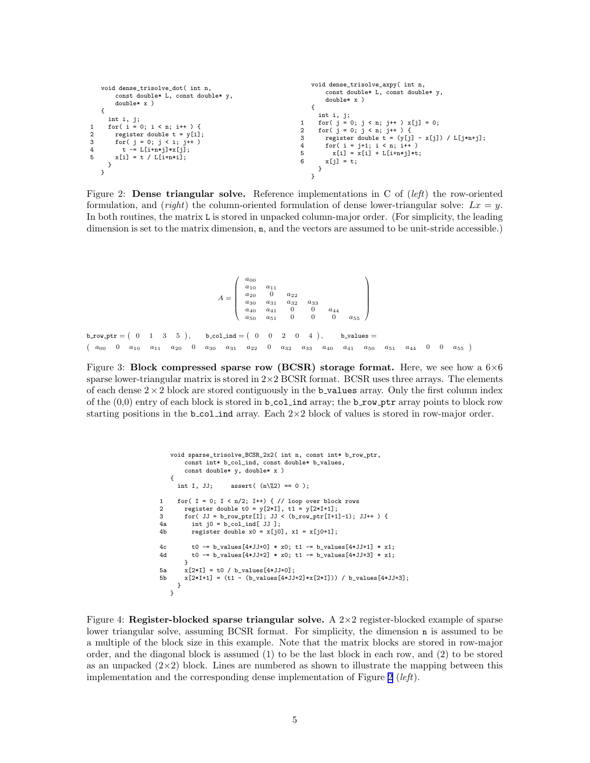```
    void dense_trisolve_dot( int n,
        const double* L, const double* y,
        double* x )
    {
      int i, j;
1     for( i = 0; i < n; i++ ) {
2       register double t = y[i];
3       for( j = 0; j < i; j++ )
4         t -= L[i+n*j]*x[j];
5       x[i] = t / L[i+n*i];
      }
    }
```

```
    void dense_trisolve_axpy( int n,
        const double* L, const double* y,
        double* x )
    {
      int i, j;
1     for( j = 0; j < n; j++ ) x[j] = 0;
2     for( j = 0; j < n; j++ ) {
3       register double t = (y[j] - x[j]) / L[j*n+j];
4       for( i = j+1; i < n; i++ )
5         x[i] = x[i] + L[i+n*j]*t;
6       x[j] = t;
      }
    }
```

Figure 2: **Dense triangular solve.** Reference implementations in C of (*left*) the row-oriented formulation, and (*right*) the column-oriented formulation of dense lower-triangular solve: $Lx = y$. In both routines, the matrix `L` is stored in unpacked column-major order. (For simplicity, the leading dimension is set to the matrix dimension, `n`, and the vectors are assumed to be unit-stride accessible.)

$$A = \begin{pmatrix} a_{00} & & & & & \\ a_{10} & a_{11} & & & & \\ a_{20} & 0 & a_{22} & & & \\ a_{30} & a_{31} & a_{32} & a_{33} & & \\ a_{40} & a_{41} & 0 & 0 & a_{44} & \\ a_{50} & a_{51} & 0 & 0 & 0 & a_{55} \end{pmatrix}$$

b_row_ptr $= (\ 0 \quad 1 \quad 3 \quad 5\ )$, b_col_ind $= (\ 0 \quad 0 \quad 2 \quad 0 \quad 4\ )$, b_values $=$

$(\ a_{00} \quad 0 \quad a_{10} \quad a_{11} \quad a_{20} \quad 0 \quad a_{30} \quad a_{31} \quad a_{22} \quad 0 \quad a_{32} \quad a_{33} \quad a_{40} \quad a_{41} \quad a_{50} \quad a_{51} \quad a_{44} \quad 0 \quad 0 \quad a_{55}\ )$

Figure 3: **Block compressed sparse row (BCSR) storage format.** Here, we see how a 6×6 sparse lower-triangular matrix is stored in 2×2 BCSR format. BCSR uses three arrays. The elements of each dense 2 × 2 block are stored contiguously in the `b_values` array. Only the first column index of the (0,0) entry of each block is stored in `b_col_ind` array; the `b_row_ptr` array points to block row starting positions in the `b_col_ind` array. Each 2×2 block of values is stored in row-major order.

```
    void sparse_trisolve_BCSR_2x2( int n, const int* b_row_ptr,
        const int* b_col_ind, const double* b_values,
        const double* y, double* x )
    {
      int I, JJ;     assert( (n\%2) == 0 );

1     for( I = 0; I < n/2; I++) { // loop over block rows
2       register double t0 = y[2*I], t1 = y[2*I+1];
3       for( JJ = b_row_ptr[I]; JJ < (b_row_ptr[I+1]-1); JJ++ ) {
4a        int j0 = b_col_ind[ JJ ];
4b        register double x0 = x[j0], x1 = x[j0+1];

4c        t0 -= b_values[4*JJ+0] * x0; t1 -= b_values[4*JJ+1] * x1;
4d        t0 -= b_values[4*JJ+2] * x0; t1 -= b_values[4*JJ+3] * x1;
        }
5a      x[2*I] = t0 / b_values[4*JJ+0];
5b      x[2*I+1] = (t1 - (b_values[4*JJ+2]*x[2*I])) / b_values[4*JJ+3];
      }
    }
```

Figure 4: **Register-blocked sparse triangular solve.** A 2×2 register-blocked example of sparse lower triangular solve, assuming BCSR format. For simplicity, the dimension `n` is assumed to be a multiple of the block size in this example. Note that the matrix blocks are stored in row-major order, and the diagonal block is assumed (1) to be the last block in each row, and (2) to be stored as an unpacked (2×2) block. Lines are numbered as shown to illustrate the mapping between this implementation and the corresponding dense implementation of Figure 2 (*left*).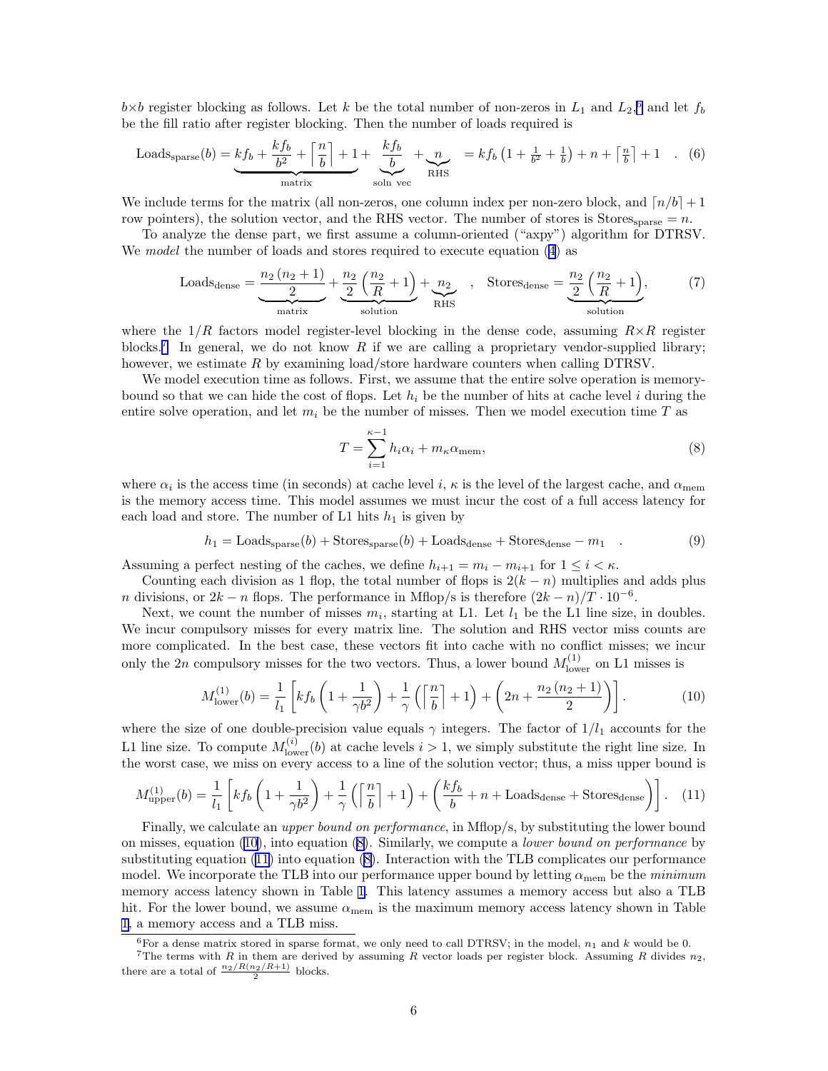$b \times b$ register blocking as follows. Let $k$ be the total number of non-zeros in $L_1$ and $L_2$,[6] and let $f_b$ be the fill ratio after register blocking. Then the number of loads required is

$$\text{Loads}_{\text{sparse}}(b) = \underbrace{kf_b + \frac{kf_b}{b^2} + \left\lceil \frac{n}{b} \right\rceil + 1}_{\text{matrix}} + \underbrace{\frac{kf_b}{b}}_{\text{soln vec}} + \underbrace{n}_{\text{RHS}} \quad = kf_b\left(1 + \tfrac{1}{b^2} + \tfrac{1}{b}\right) + n + \left\lceil \tfrac{n}{b} \right\rceil + 1 \quad . \tag{6}$$

We include terms for the matrix (all non-zeros, one column index per non-zero block, and $\lceil n/b \rceil + 1$ row pointers), the solution vector, and the RHS vector. The number of stores is $\text{Stores}_{\text{sparse}} = n$.

To analyze the dense part, we first assume a column-oriented ("axpy") algorithm for DTRSV. We *model* the number of loads and stores required to execute equation (4) as

$$\text{Loads}_{\text{dense}} = \underbrace{\frac{n_2(n_2+1)}{2}}_{\text{matrix}} + \underbrace{\frac{n_2}{2}\left(\frac{n_2}{R} + 1\right)}_{\text{solution}} + \underbrace{n_2}_{\text{RHS}} \quad , \quad \text{Stores}_{\text{dense}} = \underbrace{\frac{n_2}{2}\left(\frac{n_2}{R} + 1\right)}_{\text{solution}}, \tag{7}$$

where the $1/R$ factors model register-level blocking in the dense code, assuming $R \times R$ register blocks.[7] In general, we do not know $R$ if we are calling a proprietary vendor-supplied library; however, we estimate $R$ by examining load/store hardware counters when calling DTRSV.

We model execution time as follows. First, we assume that the entire solve operation is memory-bound so that we can hide the cost of flops. Let $h_i$ be the number of hits at cache level $i$ during the entire solve operation, and let $m_i$ be the number of misses. Then we model execution time $T$ as

$$T = \sum_{i=1}^{\kappa-1} h_i \alpha_i + m_\kappa \alpha_{\text{mem}}, \tag{8}$$

where $\alpha_i$ is the access time (in seconds) at cache level $i$, $\kappa$ is the level of the largest cache, and $\alpha_{\text{mem}}$ is the memory access time. This model assumes we must incur the cost of a full access latency for each load and store. The number of L1 hits $h_1$ is given by

$$h_1 = \text{Loads}_{\text{sparse}}(b) + \text{Stores}_{\text{sparse}}(b) + \text{Loads}_{\text{dense}} + \text{Stores}_{\text{dense}} - m_1 \quad . \tag{9}$$

Assuming a perfect nesting of the caches, we define $h_{i+1} = m_i - m_{i+1}$ for $1 \le i < \kappa$.

Counting each division as 1 flop, the total number of flops is $2(k-n)$ multiplies and adds plus $n$ divisions, or $2k - n$ flops. The performance in Mflop/s is therefore $(2k-n)/T \cdot 10^{-6}$.

Next, we count the number of misses $m_i$, starting at L1. Let $l_1$ be the L1 line size, in doubles. We incur compulsory misses for every matrix line. The solution and RHS vector miss counts are more complicated. In the best case, these vectors fit into cache with no conflict misses; we incur only the $2n$ compulsory misses for the two vectors. Thus, a lower bound $M^{(1)}_{\text{lower}}$ on L1 misses is

$$M^{(1)}_{\text{lower}}(b) = \frac{1}{l_1}\left[kf_b\left(1 + \frac{1}{\gamma b^2}\right) + \frac{1}{\gamma}\left(\left\lceil \frac{n}{b} \right\rceil + 1\right) + \left(2n + \frac{n_2(n_2+1)}{2}\right)\right]. \tag{10}$$

where the size of one double-precision value equals $\gamma$ integers. The factor of $1/l_1$ accounts for the L1 line size. To compute $M^{(i)}_{\text{lower}}(b)$ at cache levels $i > 1$, we simply substitute the right line size. In the worst case, we miss on every access to a line of the solution vector; thus, a miss upper bound is

$$M^{(1)}_{\text{upper}}(b) = \frac{1}{l_1}\left[kf_b\left(1 + \frac{1}{\gamma b^2}\right) + \frac{1}{\gamma}\left(\left\lceil \frac{n}{b} \right\rceil + 1\right) + \left(\frac{kf_b}{b} + n + \text{Loads}_{\text{dense}} + \text{Stores}_{\text{dense}}\right)\right]. \tag{11}$$

Finally, we calculate an *upper bound on performance*, in Mflop/s, by substituting the lower bound on misses, equation (10), into equation (8). Similarly, we compute a *lower bound on performance* by substituting equation (11) into equation (8). Interaction with the TLB complicates our performance model. We incorporate the TLB into our performance upper bound by letting $\alpha_{\text{mem}}$ be the *minimum* memory access latency shown in Table 1. This latency assumes a memory access but also a TLB hit. For the lower bound, we assume $\alpha_{\text{mem}}$ is the maximum memory access latency shown in Table 1, a memory access and a TLB miss.

---

[6] For a dense matrix stored in sparse format, we only need to call DTRSV; in the model, $n_1$ and $k$ would be 0.

[7] The terms with $R$ in them are derived by assuming $R$ vector loads per register block. Assuming $R$ divides $n_2$, there are a total of $\frac{n_2/R(n_2/R+1)}{2}$ blocks.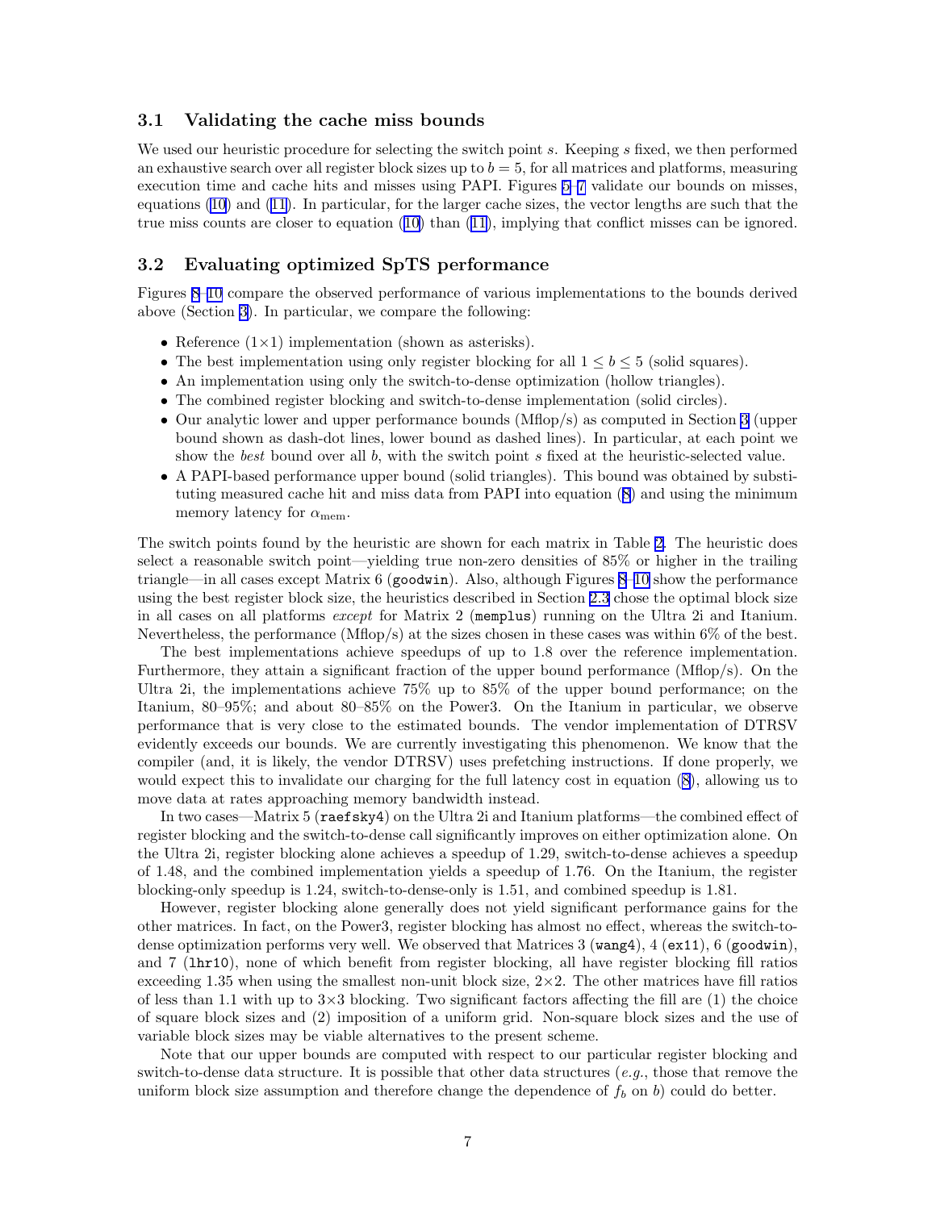### 3.1 Validating the cache miss bounds

We used our heuristic procedure for selecting the switch point $s$. Keeping $s$ fixed, we then performed an exhaustive search over all register block sizes up to $b = 5$, for all matrices and platforms, measuring execution time and cache hits and misses using PAPI. Figures 5–7 validate our bounds on misses, equations (10) and (11). In particular, for the larger cache sizes, the vector lengths are such that the true miss counts are closer to equation (10) than (11), implying that conflict misses can be ignored.

### 3.2 Evaluating optimized SpTS performance

Figures 8–10 compare the observed performance of various implementations to the bounds derived above (Section 3). In particular, we compare the following:

- Reference ($1 \times 1$) implementation (shown as asterisks).
- The best implementation using only register blocking for all $1 \leq b \leq 5$ (solid squares).
- An implementation using only the switch-to-dense optimization (hollow triangles).
- The combined register blocking and switch-to-dense implementation (solid circles).
- Our analytic lower and upper performance bounds (Mflop/s) as computed in Section 3 (upper bound shown as dash-dot lines, lower bound as dashed lines). In particular, at each point we show the *best* bound over all $b$, with the switch point $s$ fixed at the heuristic-selected value.
- A PAPI-based performance upper bound (solid triangles). This bound was obtained by substituting measured cache hit and miss data from PAPI into equation (8) and using the minimum memory latency for $\alpha_{\text{mem}}$.

The switch points found by the heuristic are shown for each matrix in Table 2. The heuristic does select a reasonable switch point—yielding true non-zero densities of 85% or higher in the trailing triangle—in all cases except Matrix 6 (`goodwin`). Also, although Figures 8–10 show the performance using the best register block size, the heuristics described in Section 2.3 chose the optimal block size in all cases on all platforms *except* for Matrix 2 (`memplus`) running on the Ultra 2i and Itanium. Nevertheless, the performance (Mflop/s) at the sizes chosen in these cases was within 6% of the best.

The best implementations achieve speedups of up to 1.8 over the reference implementation. Furthermore, they attain a significant fraction of the upper bound performance (Mflop/s). On the Ultra 2i, the implementations achieve 75% up to 85% of the upper bound performance; on the Itanium, 80–95%; and about 80–85% on the Power3. On the Itanium in particular, we observe performance that is very close to the estimated bounds. The vendor implementation of DTRSV evidently exceeds our bounds. We are currently investigating this phenomenon. We know that the compiler (and, it is likely, the vendor DTRSV) uses prefetching instructions. If done properly, we would expect this to invalidate our charging for the full latency cost in equation (8), allowing us to move data at rates approaching memory bandwidth instead.

In two cases—Matrix 5 (`raefsky4`) on the Ultra 2i and Itanium platforms—the combined effect of register blocking and the switch-to-dense call significantly improves on either optimization alone. On the Ultra 2i, register blocking alone achieves a speedup of 1.29, switch-to-dense achieves a speedup of 1.48, and the combined implementation yields a speedup of 1.76. On the Itanium, the register blocking-only speedup is 1.24, switch-to-dense-only is 1.51, and combined speedup is 1.81.

However, register blocking alone generally does not yield significant performance gains for the other matrices. In fact, on the Power3, register blocking has almost no effect, whereas the switch-to-dense optimization performs very well. We observed that Matrices 3 (`wang4`), 4 (`ex11`), 6 (`goodwin`), and 7 (`lhr10`), none of which benefit from register blocking, all have register blocking fill ratios exceeding 1.35 when using the smallest non-unit block size, $2 \times 2$. The other matrices have fill ratios of less than 1.1 with up to $3 \times 3$ blocking. Two significant factors affecting the fill are (1) the choice of square block sizes and (2) imposition of a uniform grid. Non-square block sizes and the use of variable block sizes may be viable alternatives to the present scheme.

Note that our upper bounds are computed with respect to our particular register blocking and switch-to-dense data structure. It is possible that other data structures (*e.g.*, those that remove the uniform block size assumption and therefore change the dependence of $f_b$ on $b$) could do better.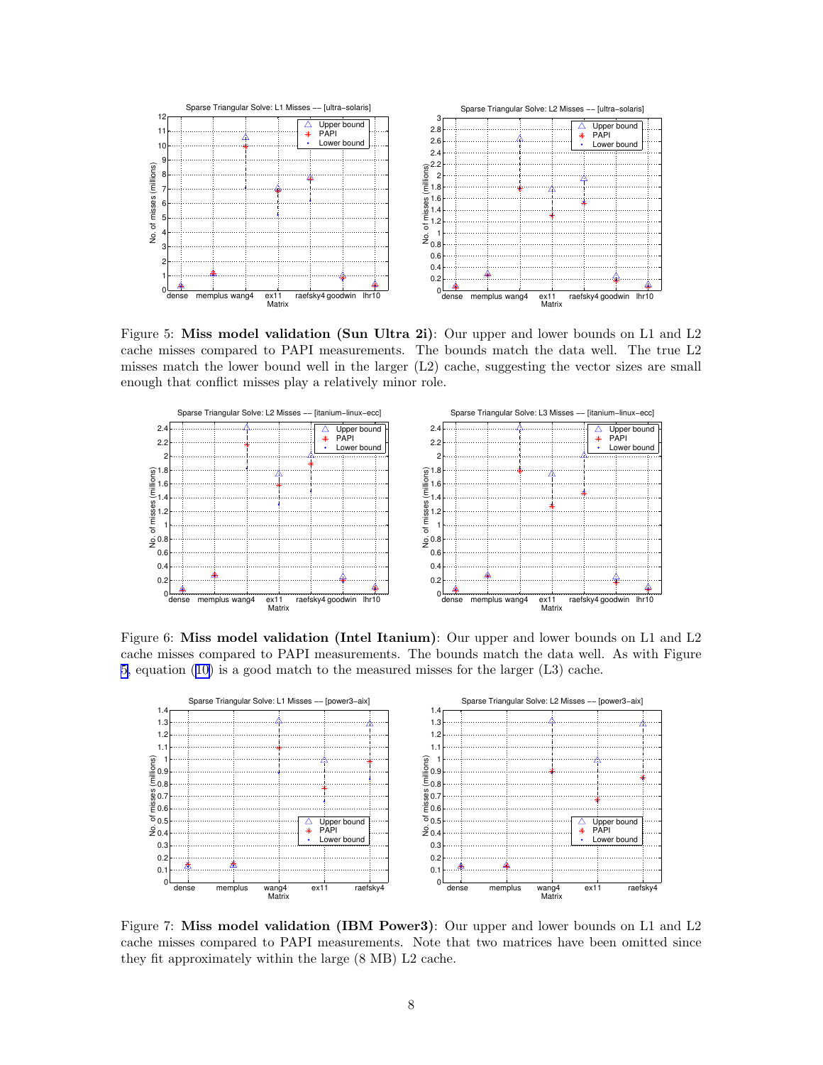Figure 5: **Miss model validation (Sun Ultra 2i)**: Our upper and lower bounds on L1 and L2 cache misses compared to PAPI measurements. The bounds match the data well. The true L2 misses match the lower bound well in the larger (L2) cache, suggesting the vector sizes are small enough that conflict misses play a relatively minor role.

Figure 6: **Miss model validation (Intel Itanium)**: Our upper and lower bounds on L1 and L2 cache misses compared to PAPI measurements. The bounds match the data well. As with Figure 5, equation (10) is a good match to the measured misses for the larger (L3) cache.

Figure 7: **Miss model validation (IBM Power3)**: Our upper and lower bounds on L1 and L2 cache misses compared to PAPI measurements. Note that two matrices have been omitted since they fit approximately within the large (8 MB) L2 cache.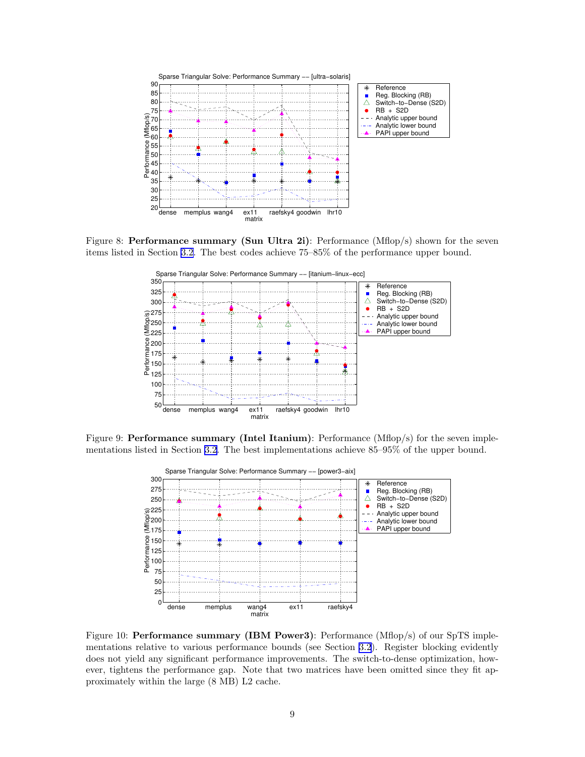Figure 8: **Performance summary (Sun Ultra 2i)**: Performance (Mflop/s) shown for the seven items listed in Section 3.2. The best codes achieve 75–85% of the performance upper bound.

Figure 9: **Performance summary (Intel Itanium)**: Performance (Mflop/s) for the seven implementations listed in Section 3.2. The best implementations achieve 85–95% of the upper bound.

Figure 10: **Performance summary (IBM Power3)**: Performance (Mflop/s) of our SpTS implementations relative to various performance bounds (see Section 3.2). Register blocking evidently does not yield any significant performance improvements. The switch-to-dense optimization, however, tightens the performance gap. Note that two matrices have been omitted since they fit approximately within the large (8 MB) L2 cache.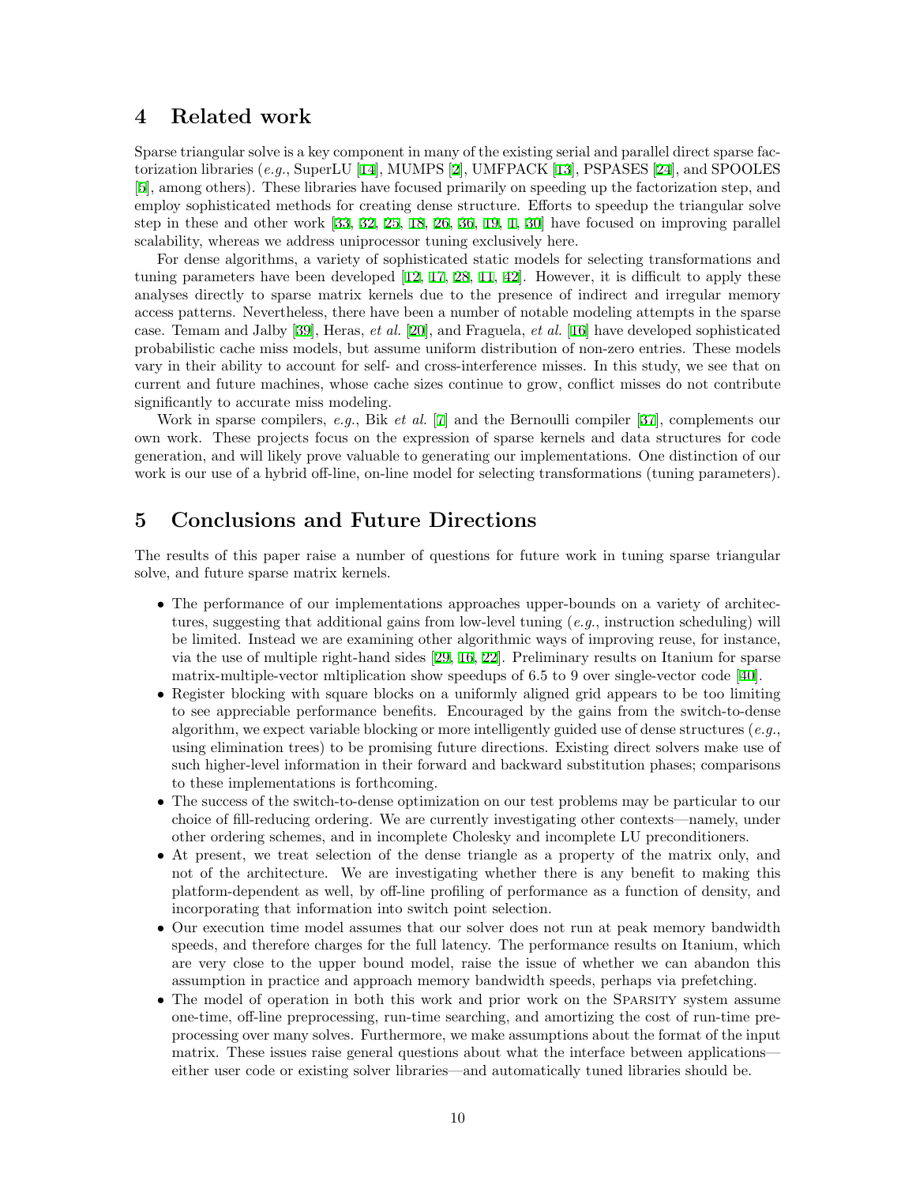## 4 Related work

Sparse triangular solve is a key component in many of the existing serial and parallel direct sparse factorization libraries (*e.g.*, SuperLU [14], MUMPS [2], UMFPACK [13], PSPASES [24], and SPOOLES [5], among others). These libraries have focused primarily on speeding up the factorization step, and employ sophisticated methods for creating dense structure. Efforts to speedup the triangular solve step in these and other work [33, 32, 25, 18, 26, 36, 19, 1, 30] have focused on improving parallel scalability, whereas we address uniprocessor tuning exclusively here.

For dense algorithms, a variety of sophisticated static models for selecting transformations and tuning parameters have been developed [12, 17, 28, 11, 42]. However, it is difficult to apply these analyses directly to sparse matrix kernels due to the presence of indirect and irregular memory access patterns. Nevertheless, there have been a number of notable modeling attempts in the sparse case. Temam and Jalby [39], Heras, *et al.* [20], and Fraguela, *et al.* [16] have developed sophisticated probabilistic cache miss models, but assume uniform distribution of non-zero entries. These models vary in their ability to account for self- and cross-interference misses. In this study, we see that on current and future machines, whose cache sizes continue to grow, conflict misses do not contribute significantly to accurate miss modeling.

Work in sparse compilers, *e.g.*, Bik *et al.* [7] and the Bernoulli compiler [37], complements our own work. These projects focus on the expression of sparse kernels and data structures for code generation, and will likely prove valuable to generating our implementations. One distinction of our work is our use of a hybrid off-line, on-line model for selecting transformations (tuning parameters).

## 5 Conclusions and Future Directions

The results of this paper raise a number of questions for future work in tuning sparse triangular solve, and future sparse matrix kernels.

- The performance of our implementations approaches upper-bounds on a variety of architectures, suggesting that additional gains from low-level tuning (*e.g.*, instruction scheduling) will be limited. Instead we are examining other algorithmic ways of improving reuse, for instance, via the use of multiple right-hand sides [29, 16, 22]. Preliminary results on Itanium for sparse matrix-multiple-vector mltiplication show speedups of 6.5 to 9 over single-vector code [40].
- Register blocking with square blocks on a uniformly aligned grid appears to be too limiting to see appreciable performance benefits. Encouraged by the gains from the switch-to-dense algorithm, we expect variable blocking or more intelligently guided use of dense structures (*e.g.*, using elimination trees) to be promising future directions. Existing direct solvers make use of such higher-level information in their forward and backward substitution phases; comparisons to these implementations is forthcoming.
- The success of the switch-to-dense optimization on our test problems may be particular to our choice of fill-reducing ordering. We are currently investigating other contexts—namely, under other ordering schemes, and in incomplete Cholesky and incomplete LU preconditioners.
- At present, we treat selection of the dense triangle as a property of the matrix only, and not of the architecture. We are investigating whether there is any benefit to making this platform-dependent as well, by off-line profiling of performance as a function of density, and incorporating that information into switch point selection.
- Our execution time model assumes that our solver does not run at peak memory bandwidth speeds, and therefore charges for the full latency. The performance results on Itanium, which are very close to the upper bound model, raise the issue of whether we can abandon this assumption in practice and approach memory bandwidth speeds, perhaps via prefetching.
- The model of operation in both this work and prior work on the SPARSITY system assume one-time, off-line preprocessing, run-time searching, and amortizing the cost of run-time preprocessing over many solves. Furthermore, we make assumptions about the format of the input matrix. These issues raise general questions about what the interface between applications—either user code or existing solver libraries—and automatically tuned libraries should be.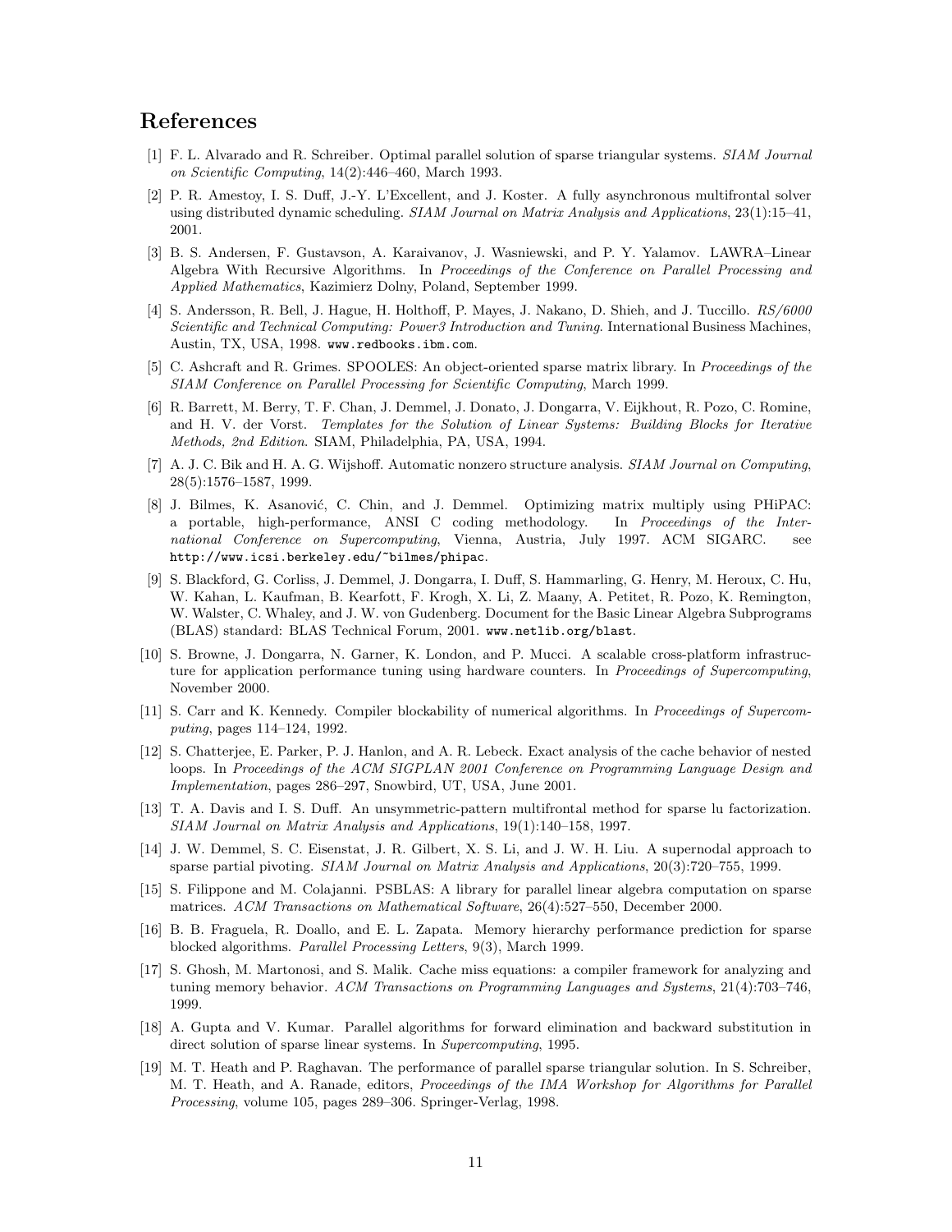# References

[1] F. L. Alvarado and R. Schreiber. Optimal parallel solution of sparse triangular systems. *SIAM Journal on Scientific Computing*, 14(2):446–460, March 1993.

[2] P. R. Amestoy, I. S. Duff, J.-Y. L'Excellent, and J. Koster. A fully asynchronous multifrontal solver using distributed dynamic scheduling. *SIAM Journal on Matrix Analysis and Applications*, 23(1):15–41, 2001.

[3] B. S. Andersen, F. Gustavson, A. Karaivanov, J. Wasniewski, and P. Y. Yalamov. LAWRA–Linear Algebra With Recursive Algorithms. In *Proceedings of the Conference on Parallel Processing and Applied Mathematics*, Kazimierz Dolny, Poland, September 1999.

[4] S. Andersson, R. Bell, J. Hague, H. Holthoff, P. Mayes, J. Nakano, D. Shieh, and J. Tuccillo. *RS/6000 Scientific and Technical Computing: Power3 Introduction and Tuning*. International Business Machines, Austin, TX, USA, 1998. `www.redbooks.ibm.com`.

[5] C. Ashcraft and R. Grimes. SPOOLES: An object-oriented sparse matrix library. In *Proceedings of the SIAM Conference on Parallel Processing for Scientific Computing*, March 1999.

[6] R. Barrett, M. Berry, T. F. Chan, J. Demmel, J. Donato, J. Dongarra, V. Eijkhout, R. Pozo, C. Romine, and H. V. der Vorst. *Templates for the Solution of Linear Systems: Building Blocks for Iterative Methods, 2nd Edition*. SIAM, Philadelphia, PA, USA, 1994.

[7] A. J. C. Bik and H. A. G. Wijshoff. Automatic nonzero structure analysis. *SIAM Journal on Computing*, 28(5):1576–1587, 1999.

[8] J. Bilmes, K. Asanović, C. Chin, and J. Demmel. Optimizing matrix multiply using PHiPAC: a portable, high-performance, ANSI C coding methodology. In *Proceedings of the International Conference on Supercomputing*, Vienna, Austria, July 1997. ACM SIGARC. see `http://www.icsi.berkeley.edu/~bilmes/phipac`.

[9] S. Blackford, G. Corliss, J. Demmel, J. Dongarra, I. Duff, S. Hammarling, G. Henry, M. Heroux, C. Hu, W. Kahan, L. Kaufman, B. Kearfott, F. Krogh, X. Li, Z. Maany, A. Petitet, R. Pozo, K. Remington, W. Walster, C. Whaley, and J. W. von Gudenberg. Document for the Basic Linear Algebra Subprograms (BLAS) standard: BLAS Technical Forum, 2001. `www.netlib.org/blast`.

[10] S. Browne, J. Dongarra, N. Garner, K. London, and P. Mucci. A scalable cross-platform infrastructure for application performance tuning using hardware counters. In *Proceedings of Supercomputing*, November 2000.

[11] S. Carr and K. Kennedy. Compiler blockability of numerical algorithms. In *Proceedings of Supercomputing*, pages 114–124, 1992.

[12] S. Chatterjee, E. Parker, P. J. Hanlon, and A. R. Lebeck. Exact analysis of the cache behavior of nested loops. In *Proceedings of the ACM SIGPLAN 2001 Conference on Programming Language Design and Implementation*, pages 286–297, Snowbird, UT, USA, June 2001.

[13] T. A. Davis and I. S. Duff. An unsymmetric-pattern multifrontal method for sparse lu factorization. *SIAM Journal on Matrix Analysis and Applications*, 19(1):140–158, 1997.

[14] J. W. Demmel, S. C. Eisenstat, J. R. Gilbert, X. S. Li, and J. W. H. Liu. A supernodal approach to sparse partial pivoting. *SIAM Journal on Matrix Analysis and Applications*, 20(3):720–755, 1999.

[15] S. Filippone and M. Colajanni. PSBLAS: A library for parallel linear algebra computation on sparse matrices. *ACM Transactions on Mathematical Software*, 26(4):527–550, December 2000.

[16] B. B. Fraguela, R. Doallo, and E. L. Zapata. Memory hierarchy performance prediction for sparse blocked algorithms. *Parallel Processing Letters*, 9(3), March 1999.

[17] S. Ghosh, M. Martonosi, and S. Malik. Cache miss equations: a compiler framework for analyzing and tuning memory behavior. *ACM Transactions on Programming Languages and Systems*, 21(4):703–746, 1999.

[18] A. Gupta and V. Kumar. Parallel algorithms for forward elimination and backward substitution in direct solution of sparse linear systems. In *Supercomputing*, 1995.

[19] M. T. Heath and P. Raghavan. The performance of parallel sparse triangular solution. In S. Schreiber, M. T. Heath, and A. Ranade, editors, *Proceedings of the IMA Workshop for Algorithms for Parallel Processing*, volume 105, pages 289–306. Springer-Verlag, 1998.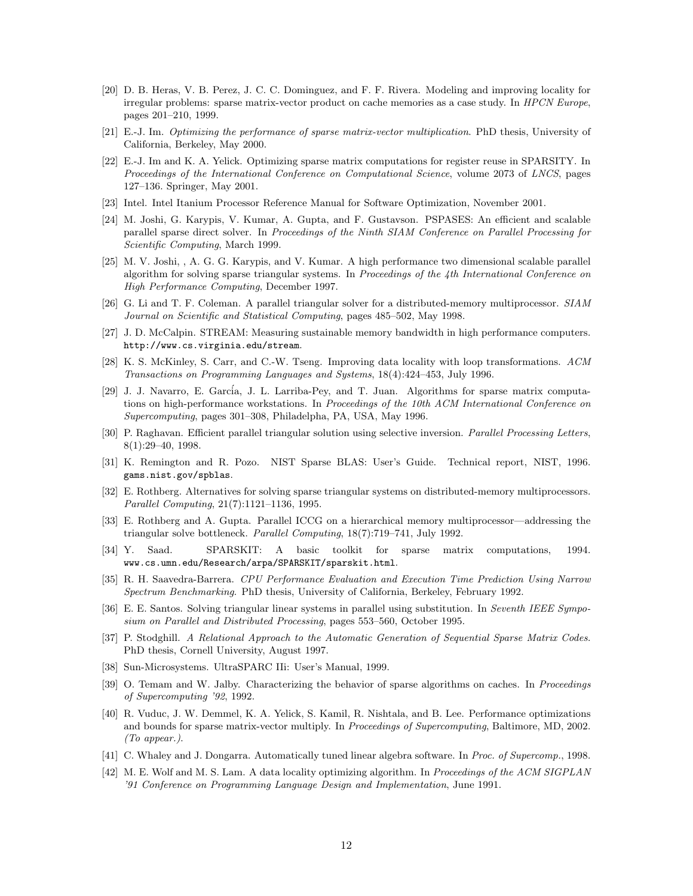[20] D. B. Heras, V. B. Perez, J. C. C. Dominguez, and F. F. Rivera. Modeling and improving locality for irregular problems: sparse matrix-vector product on cache memories as a case study. In *HPCN Europe*, pages 201–210, 1999.

[21] E.-J. Im. *Optimizing the performance of sparse matrix-vector multiplication*. PhD thesis, University of California, Berkeley, May 2000.

[22] E.-J. Im and K. A. Yelick. Optimizing sparse matrix computations for register reuse in SPARSITY. In *Proceedings of the International Conference on Computational Science*, volume 2073 of *LNCS*, pages 127–136. Springer, May 2001.

[23] Intel. Intel Itanium Processor Reference Manual for Software Optimization, November 2001.

[24] M. Joshi, G. Karypis, V. Kumar, A. Gupta, and F. Gustavson. PSPASES: An efficient and scalable parallel sparse direct solver. In *Proceedings of the Ninth SIAM Conference on Parallel Processing for Scientific Computing*, March 1999.

[25] M. V. Joshi, , A. G. G. Karypis, and V. Kumar. A high performance two dimensional scalable parallel algorithm for solving sparse triangular systems. In *Proceedings of the 4th International Conference on High Performance Computing*, December 1997.

[26] G. Li and T. F. Coleman. A parallel triangular solver for a distributed-memory multiprocessor. *SIAM Journal on Scientific and Statistical Computing*, pages 485–502, May 1998.

[27] J. D. McCalpin. STREAM: Measuring sustainable memory bandwidth in high performance computers. `http://www.cs.virginia.edu/stream`.

[28] K. S. McKinley, S. Carr, and C.-W. Tseng. Improving data locality with loop transformations. *ACM Transactions on Programming Languages and Systems*, 18(4):424–453, July 1996.

[29] J. J. Navarro, E. García, J. L. Larriba-Pey, and T. Juan. Algorithms for sparse matrix computations on high-performance workstations. In *Proceedings of the 10th ACM International Conference on Supercomputing*, pages 301–308, Philadelpha, PA, USA, May 1996.

[30] P. Raghavan. Efficient parallel triangular solution using selective inversion. *Parallel Processing Letters*, 8(1):29–40, 1998.

[31] K. Remington and R. Pozo. NIST Sparse BLAS: User's Guide. Technical report, NIST, 1996. `gams.nist.gov/spblas`.

[32] E. Rothberg. Alternatives for solving sparse triangular systems on distributed-memory multiprocessors. *Parallel Computing*, 21(7):1121–1136, 1995.

[33] E. Rothberg and A. Gupta. Parallel ICCG on a hierarchical memory multiprocessor—addressing the triangular solve bottleneck. *Parallel Computing*, 18(7):719–741, July 1992.

[34] Y. Saad. SPARSKIT: A basic toolkit for sparse matrix computations, 1994. `www.cs.umn.edu/Research/arpa/SPARSKIT/sparskit.html`.

[35] R. H. Saavedra-Barrera. *CPU Performance Evaluation and Execution Time Prediction Using Narrow Spectrum Benchmarking*. PhD thesis, University of California, Berkeley, February 1992.

[36] E. E. Santos. Solving triangular linear systems in parallel using substitution. In *Seventh IEEE Symposium on Parallel and Distributed Processing*, pages 553–560, October 1995.

[37] P. Stodghill. *A Relational Approach to the Automatic Generation of Sequential Sparse Matrix Codes*. PhD thesis, Cornell University, August 1997.

[38] Sun-Microsystems. UltraSPARC IIi: User's Manual, 1999.

[39] O. Temam and W. Jalby. Characterizing the behavior of sparse algorithms on caches. In *Proceedings of Supercomputing '92*, 1992.

[40] R. Vuduc, J. W. Demmel, K. A. Yelick, S. Kamil, R. Nishtala, and B. Lee. Performance optimizations and bounds for sparse matrix-vector multiply. In *Proceedings of Supercomputing*, Baltimore, MD, 2002. *(To appear.)*.

[41] C. Whaley and J. Dongarra. Automatically tuned linear algebra software. In *Proc. of Supercomp.*, 1998.

[42] M. E. Wolf and M. S. Lam. A data locality optimizing algorithm. In *Proceedings of the ACM SIGPLAN '91 Conference on Programming Language Design and Implementation*, June 1991.